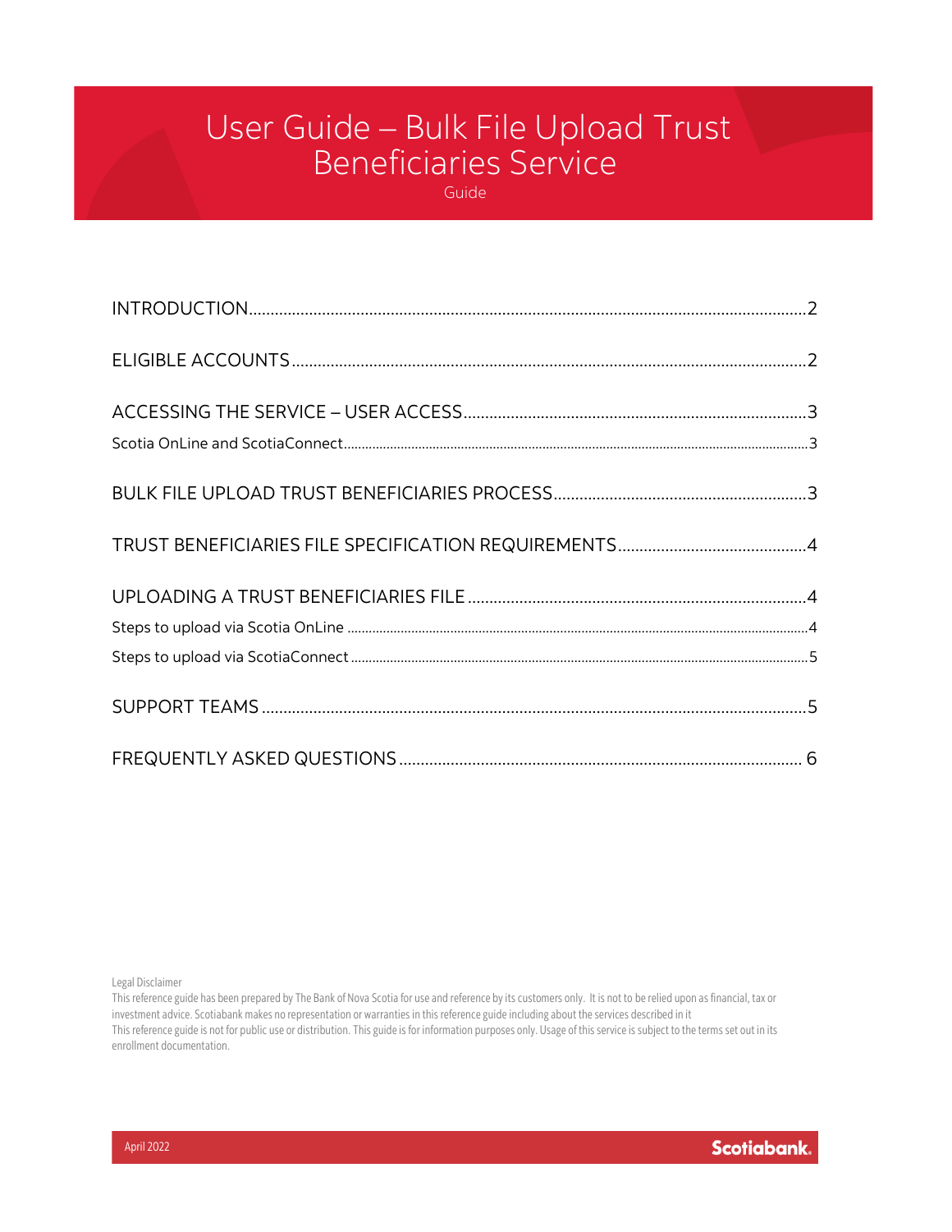# User Guide – Bulk File Upload Trust Beneficiaries Service

Guide

INTRODUCTION ........................................................................................................ 2

ELIGIBLE ACCOUNTS ................................................................................................ 2

ACCESSING THE SERVICE – USER ACCESS .............................................................. 3

Scotia OnLine and ScotiaConnect ............................................................................. 3

BULK FILE UPLOAD TRUST BENEFICIARIES PROCESS ............................................. 3

TRUST BENEFICIARIES FILE SPECIFICATION REQUIREMENTS ................................ 4

UPLOADING A TRUST BENEFICIARIES FILE .............................................................. 4

Steps to upload via Scotia OnLine ............................................................................. 4

Steps to upload via ScotiaConnect ............................................................................ 5

SUPPORT TEAMS ...................................................................................................... 5

FREQUENTLY ASKED QUESTIONS ............................................................................ 6

Legal Disclaimer

This reference guide has been prepared by The Bank of Nova Scotia for use and reference by its customers only. It is not to be relied upon as financial, tax or investment advice. Scotiabank makes no representation or warranties in this reference guide including about the services described in it

This reference guide is not for public use or distribution. This guide is for information purposes only. Usage of this service is subject to the terms set out in its enrollment documentation.

April 2022

Scotiabank.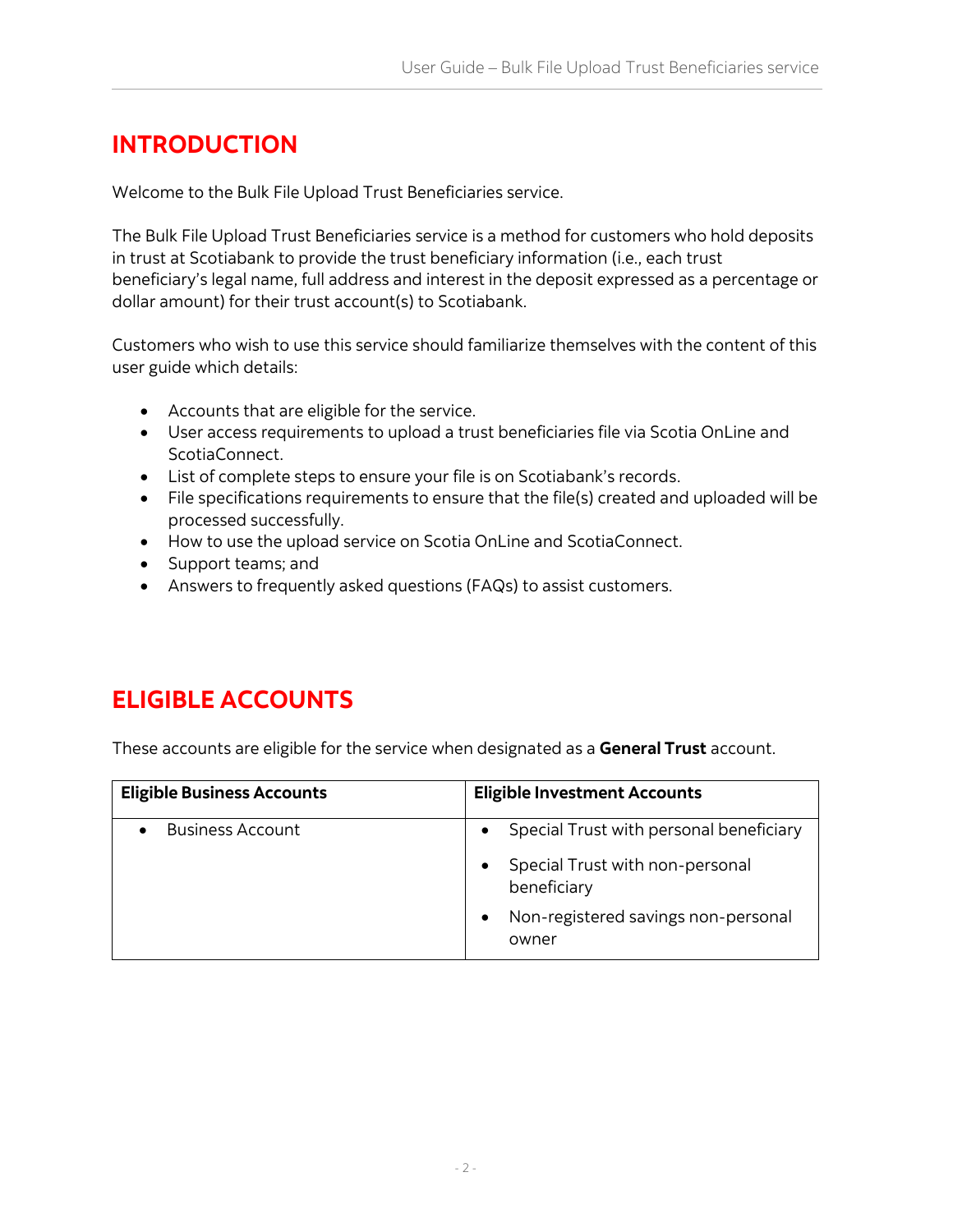# INTRODUCTION

Welcome to the Bulk File Upload Trust Beneficiaries service.

The Bulk File Upload Trust Beneficiaries service is a method for customers who hold deposits in trust at Scotiabank to provide the trust beneficiary information (i.e., each trust beneficiary's legal name, full address and interest in the deposit expressed as a percentage or dollar amount) for their trust account(s) to Scotiabank.

Customers who wish to use this service should familiarize themselves with the content of this user guide which details:

- Accounts that are eligible for the service.
- User access requirements to upload a trust beneficiaries file via Scotia OnLine and ScotiaConnect.
- List of complete steps to ensure your file is on Scotiabank's records.
- File specifications requirements to ensure that the file(s) created and uploaded will be processed successfully.
- How to use the upload service on Scotia OnLine and ScotiaConnect.
- Support teams; and
- Answers to frequently asked questions (FAQs) to assist customers.

# ELIGIBLE ACCOUNTS

These accounts are eligible for the service when designated as a **General Trust** account.

| Eligible Business Accounts | Eligible Investment Accounts |
|---|---|
| • Business Account | • Special Trust with personal beneficiary<br>• Special Trust with non-personal beneficiary<br>• Non-registered savings non-personal owner |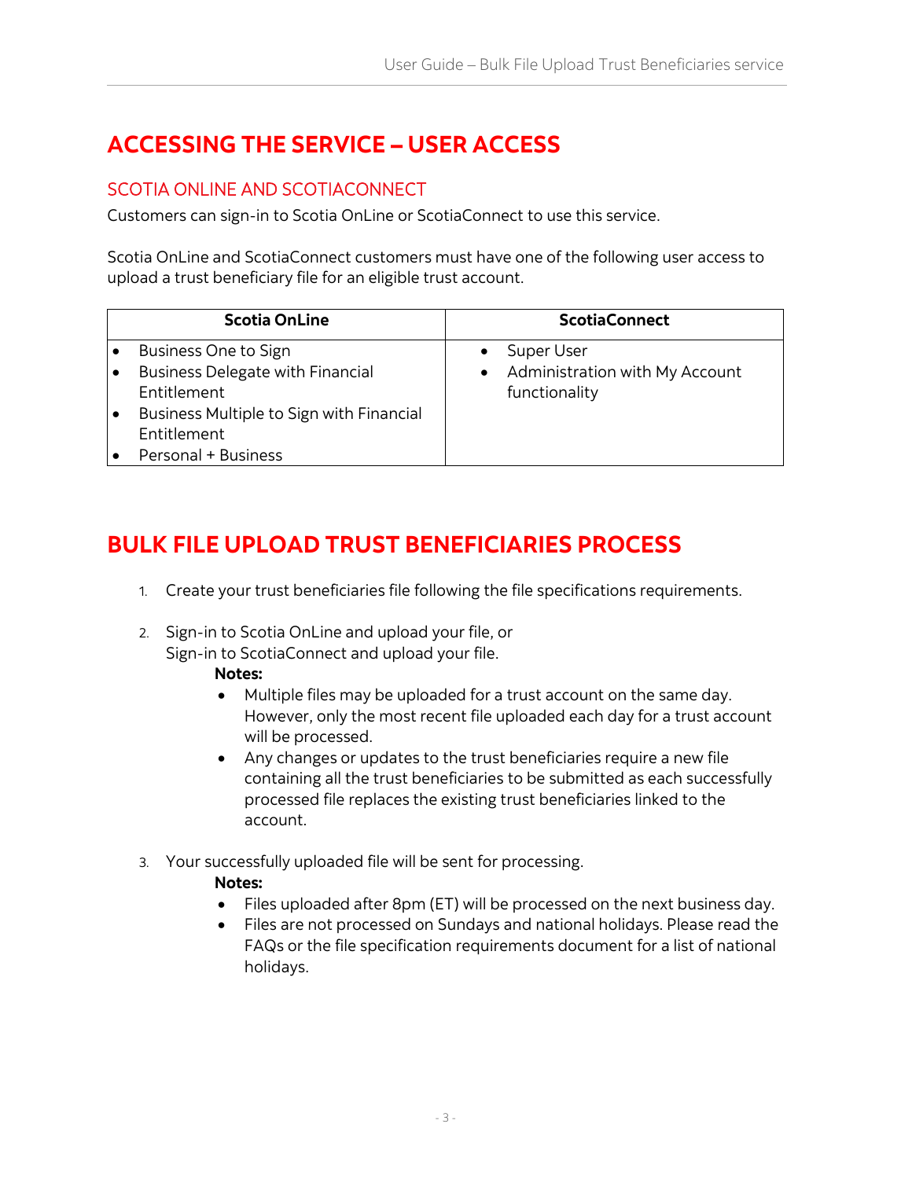# ACCESSING THE SERVICE – USER ACCESS

## SCOTIA ONLINE AND SCOTIACONNECT

Customers can sign-in to Scotia OnLine or ScotiaConnect to use this service.

Scotia OnLine and ScotiaConnect customers must have one of the following user access to upload a trust beneficiary file for an eligible trust account.

| Scotia OnLine | ScotiaConnect |
|---|---|
| • Business One to Sign<br>• Business Delegate with Financial Entitlement<br>• Business Multiple to Sign with Financial Entitlement<br>• Personal + Business | • Super User<br>• Administration with My Account functionality |

# BULK FILE UPLOAD TRUST BENEFICIARIES PROCESS

1. Create your trust beneficiaries file following the file specifications requirements.

2. Sign-in to Scotia OnLine and upload your file, or
   Sign-in to ScotiaConnect and upload your file.

   **Notes:**
   - Multiple files may be uploaded for a trust account on the same day. However, only the most recent file uploaded each day for a trust account will be processed.
   - Any changes or updates to the trust beneficiaries require a new file containing all the trust beneficiaries to be submitted as each successfully processed file replaces the existing trust beneficiaries linked to the account.

3. Your successfully uploaded file will be sent for processing.

   **Notes:**
   - Files uploaded after 8pm (ET) will be processed on the next business day.
   - Files are not processed on Sundays and national holidays. Please read the FAQs or the file specification requirements document for a list of national holidays.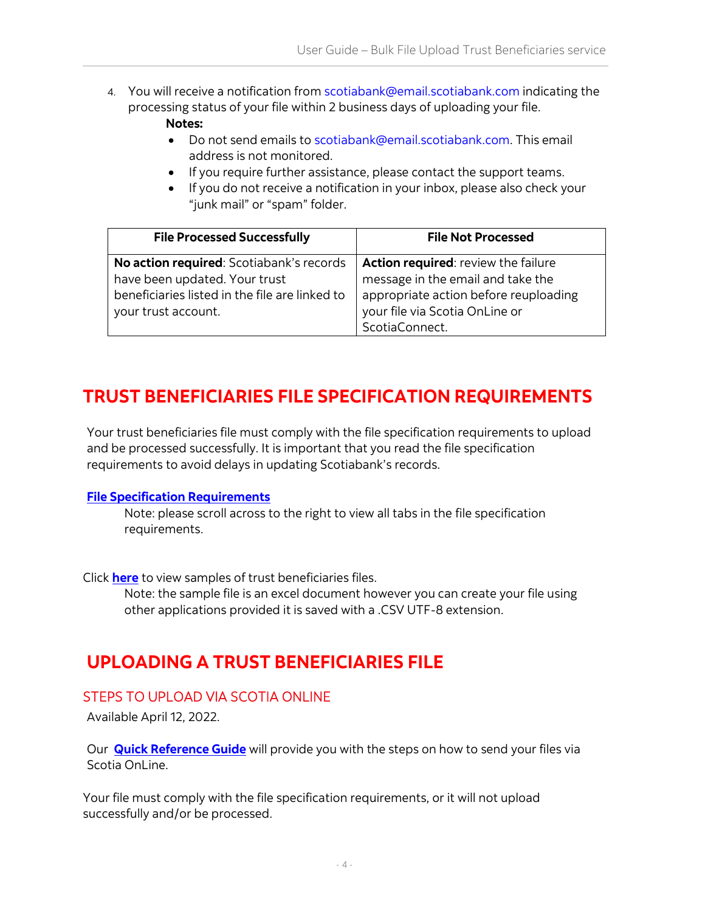4. You will receive a notification from scotiabank@email.scotiabank.com indicating the processing status of your file within 2 business days of uploading your file.

   **Notes:**
   - Do not send emails to scotiabank@email.scotiabank.com. This email address is not monitored.
   - If you require further assistance, please contact the support teams.
   - If you do not receive a notification in your inbox, please also check your "junk mail" or "spam" folder.

| File Processed Successfully | File Not Processed |
| --- | --- |
| **No action required**: Scotiabank's records have been updated. Your trust beneficiaries listed in the file are linked to your trust account. | **Action required**: review the failure message in the email and take the appropriate action before reuploading your file via Scotia OnLine or ScotiaConnect. |

# TRUST BENEFICIARIES FILE SPECIFICATION REQUIREMENTS

Your trust beneficiaries file must comply with the file specification requirements to upload and be processed successfully. It is important that you read the file specification requirements to avoid delays in updating Scotiabank's records.

**File Specification Requirements**

Note: please scroll across to the right to view all tabs in the file specification requirements.

Click **here** to view samples of trust beneficiaries files.

Note: the sample file is an excel document however you can create your file using other applications provided it is saved with a .CSV UTF-8 extension.

# UPLOADING A TRUST BENEFICIARIES FILE

## STEPS TO UPLOAD VIA SCOTIA ONLINE

Available April 12, 2022.

Our **Quick Reference Guide** will provide you with the steps on how to send your files via Scotia OnLine.

Your file must comply with the file specification requirements, or it will not upload successfully and/or be processed.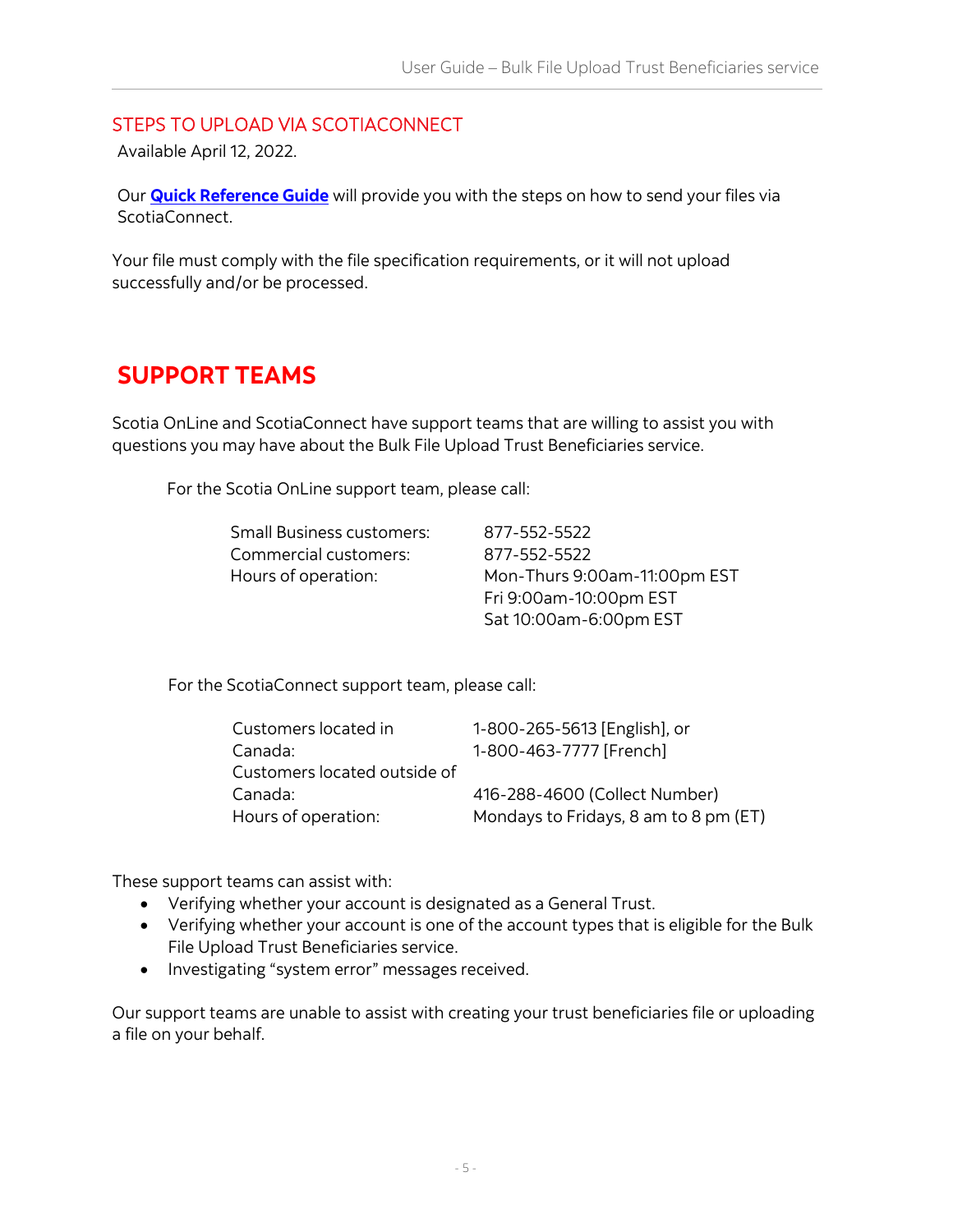## STEPS TO UPLOAD VIA SCOTIACONNECT

Available April 12, 2022.

Our **Quick Reference Guide** will provide you with the steps on how to send your files via ScotiaConnect.

Your file must comply with the file specification requirements, or it will not upload successfully and/or be processed.

# SUPPORT TEAMS

Scotia OnLine and ScotiaConnect have support teams that are willing to assist you with questions you may have about the Bulk File Upload Trust Beneficiaries service.

For the Scotia OnLine support team, please call:

| | |
|---|---|
| Small Business customers: | 877-552-5522 |
| Commercial customers: | 877-552-5522 |
| Hours of operation: | Mon-Thurs 9:00am-11:00pm EST<br>Fri 9:00am-10:00pm EST<br>Sat 10:00am-6:00pm EST |

For the ScotiaConnect support team, please call:

| | |
|---|---|
| Customers located in Canada: | 1-800-265-5613 [English], or<br>1-800-463-7777 [French] |
| Customers located outside of Canada: | 416-288-4600 (Collect Number) |
| Hours of operation: | Mondays to Fridays, 8 am to 8 pm (ET) |

These support teams can assist with:

- Verifying whether your account is designated as a General Trust.
- Verifying whether your account is one of the account types that is eligible for the Bulk File Upload Trust Beneficiaries service.
- Investigating "system error" messages received.

Our support teams are unable to assist with creating your trust beneficiaries file or uploading a file on your behalf.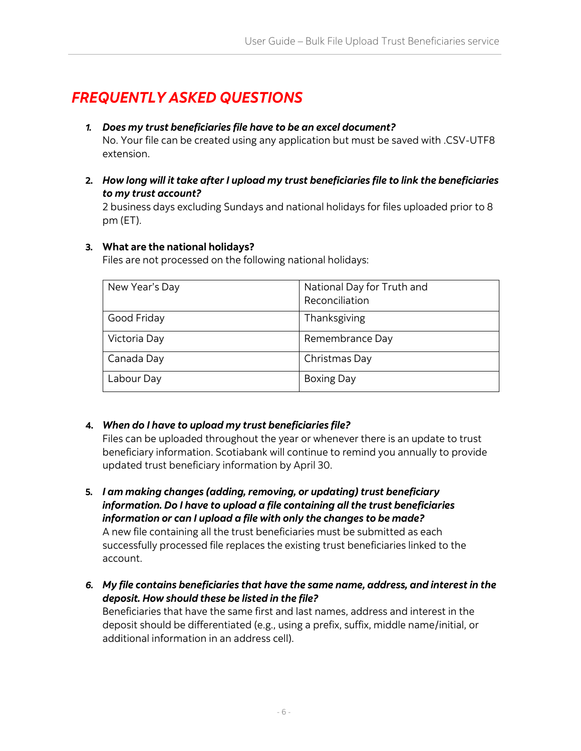# FREQUENTLY ASKED QUESTIONS

1. ***Does my trust beneficiaries file have to be an excel document?***
   No. Your file can be created using any application but must be saved with .CSV-UTF8 extension.

2. ***How long will it take after I upload my trust beneficiaries file to link the beneficiaries to my trust account?***
   2 business days excluding Sundays and national holidays for files uploaded prior to 8 pm (ET).

3. **What are the national holidays?**
   Files are not processed on the following national holidays:

| | |
|---|---|
| New Year's Day | National Day for Truth and Reconciliation |
| Good Friday | Thanksgiving |
| Victoria Day | Remembrance Day |
| Canada Day | Christmas Day |
| Labour Day | Boxing Day |

4. ***When do I have to upload my trust beneficiaries file?***
   Files can be uploaded throughout the year or whenever there is an update to trust beneficiary information. Scotiabank will continue to remind you annually to provide updated trust beneficiary information by April 30.

5. ***I am making changes (adding, removing, or updating) trust beneficiary information. Do I have to upload a file containing all the trust beneficiaries information or can I upload a file with only the changes to be made?***
   A new file containing all the trust beneficiaries must be submitted as each successfully processed file replaces the existing trust beneficiaries linked to the account.

6. ***My file contains beneficiaries that have the same name, address, and interest in the deposit. How should these be listed in the file?***
   Beneficiaries that have the same first and last names, address and interest in the deposit should be differentiated (e.g., using a prefix, suffix, middle name/initial, or additional information in an address cell).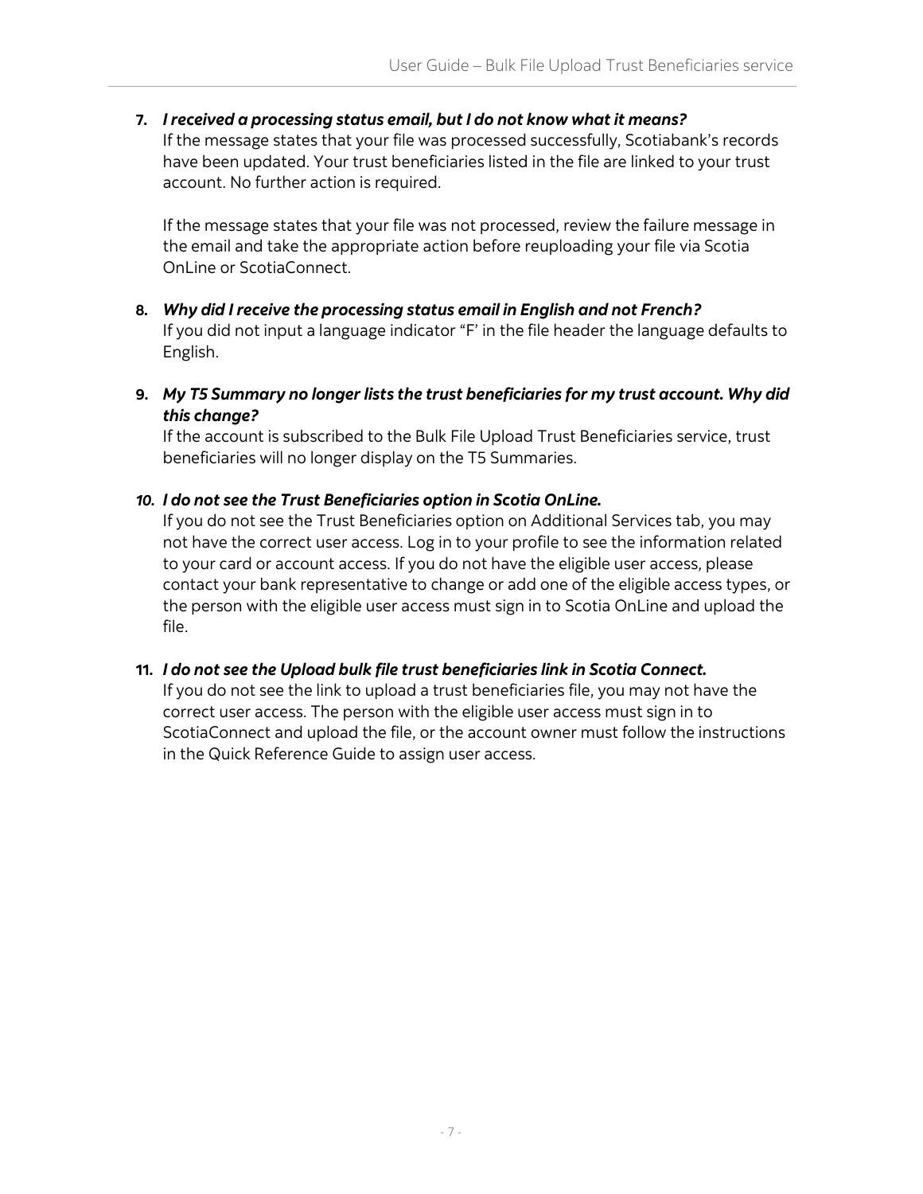7. ***I received a processing status email, but I do not know what it means?***
   If the message states that your file was processed successfully, Scotiabank's records have been updated. Your trust beneficiaries listed in the file are linked to your trust account. No further action is required.

   If the message states that your file was not processed, review the failure message in the email and take the appropriate action before reuploading your file via Scotia OnLine or ScotiaConnect.

8. ***Why did I receive the processing status email in English and not French?***
   If you did not input a language indicator "F' in the file header the language defaults to English.

9. ***My T5 Summary no longer lists the trust beneficiaries for my trust account. Why did this change?***
   If the account is subscribed to the Bulk File Upload Trust Beneficiaries service, trust beneficiaries will no longer display on the T5 Summaries.

10. ***I do not see the Trust Beneficiaries option in Scotia OnLine.***
    If you do not see the Trust Beneficiaries option on Additional Services tab, you may not have the correct user access. Log in to your profile to see the information related to your card or account access. If you do not have the eligible user access, please contact your bank representative to change or add one of the eligible access types, or the person with the eligible user access must sign in to Scotia OnLine and upload the file.

11. ***I do not see the Upload bulk file trust beneficiaries link in Scotia Connect.***
    If you do not see the link to upload a trust beneficiaries file, you may not have the correct user access. The person with the eligible user access must sign in to ScotiaConnect and upload the file, or the account owner must follow the instructions in the Quick Reference Guide to assign user access.